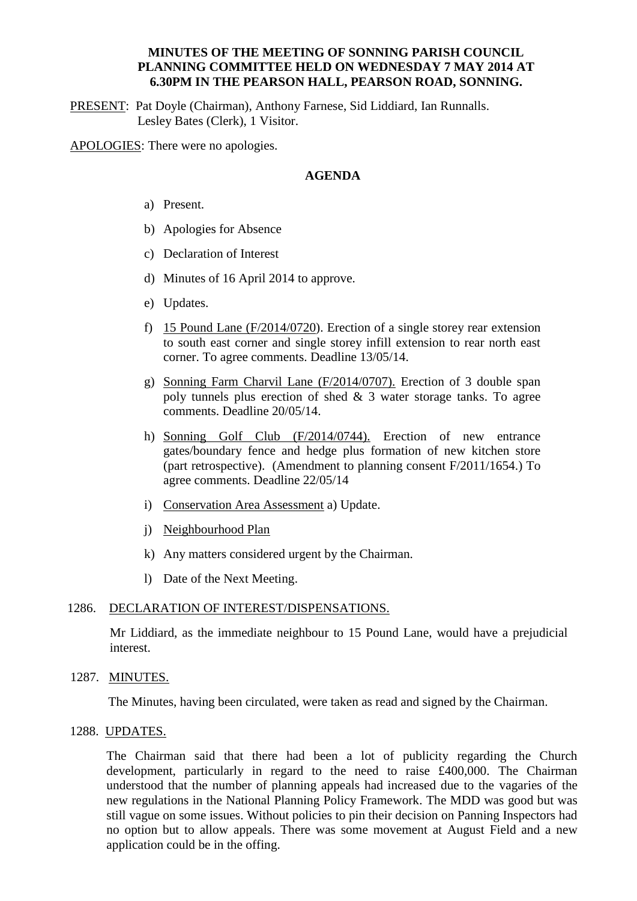# MINUTES OF THE MEETING OF SONNING PARISH COUNCIL PLANNING COMMITTEE HELD ON WEDNESDAY 7 MAY 2014 AT 6.30PM IN THE PEARSON HALL, PEARSON ROAD, SONNING.

PRESENT: Pat Doyle (Chairman), Anthony Farnese, Sid Liddiard, Ian Runnalls. Lesley Bates (Clerk), 1 Visitor.

APOLOGIES: There were no apologies.

## AGENDA

a) Present.

b) Apologies for Absence

c) Declaration of Interest

d) Minutes of 16 April 2014 to approve.

e) Updates.

f) 15 Pound Lane (F/2014/0720). Erection of a single storey rear extension to south east corner and single storey infill extension to rear north east corner. To agree comments. Deadline 13/05/14.

g) Sonning Farm Charvil Lane (F/2014/0707). Erection of 3 double span poly tunnels plus erection of shed & 3 water storage tanks. To agree comments. Deadline 20/05/14.

h) Sonning Golf Club (F/2014/0744). Erection of new entrance gates/boundary fence and hedge plus formation of new kitchen store (part retrospective). (Amendment to planning consent F/2011/1654.) To agree comments. Deadline 22/05/14

i) Conservation Area Assessment a) Update.

j) Neighbourhood Plan

k) Any matters considered urgent by the Chairman.

l) Date of the Next Meeting.

1286. DECLARATION OF INTEREST/DISPENSATIONS.

Mr Liddiard, as the immediate neighbour to 15 Pound Lane, would have a prejudicial interest.

1287. MINUTES.

The Minutes, having been circulated, were taken as read and signed by the Chairman.

1288. UPDATES.

The Chairman said that there had been a lot of publicity regarding the Church development, particularly in regard to the need to raise £400,000. The Chairman understood that the number of planning appeals had increased due to the vagaries of the new regulations in the National Planning Policy Framework. The MDD was good but was still vague on some issues. Without policies to pin their decision on Panning Inspectors had no option but to allow appeals. There was some movement at August Field and a new application could be in the offing.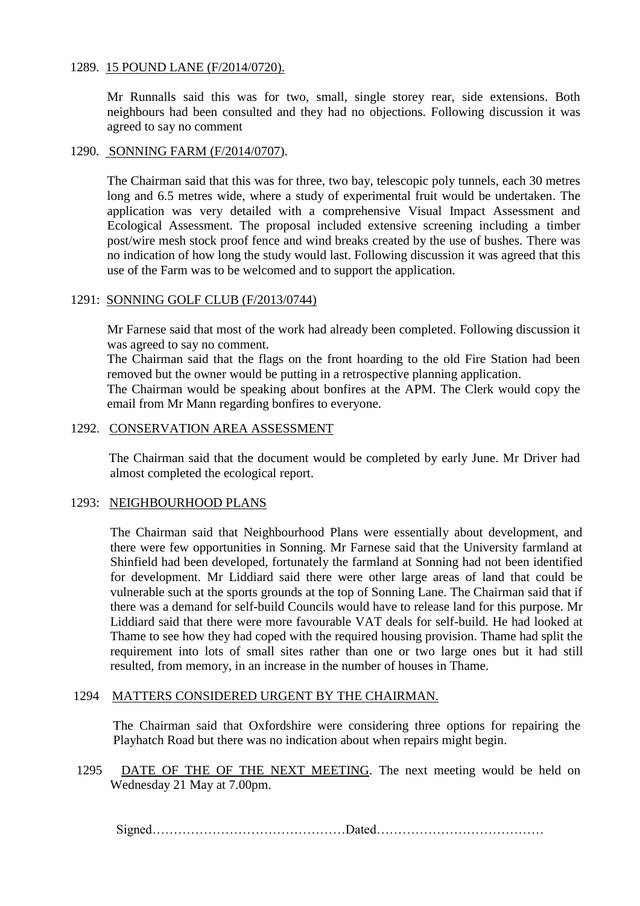1289. 15 POUND LANE (F/2014/0720).

Mr Runnalls said this was for two, small, single storey rear, side extensions. Both neighbours had been consulted and they had no objections. Following discussion it was agreed to say no comment

1290. SONNING FARM (F/2014/0707).

The Chairman said that this was for three, two bay, telescopic poly tunnels, each 30 metres long and 6.5 metres wide, where a study of experimental fruit would be undertaken. The application was very detailed with a comprehensive Visual Impact Assessment and Ecological Assessment. The proposal included extensive screening including a timber post/wire mesh stock proof fence and wind breaks created by the use of bushes. There was no indication of how long the study would last. Following discussion it was agreed that this use of the Farm was to be welcomed and to support the application.

1291: SONNING GOLF CLUB (F/2013/0744)

Mr Farnese said that most of the work had already been completed. Following discussion it was agreed to say no comment.

The Chairman said that the flags on the front hoarding to the old Fire Station had been removed but the owner would be putting in a retrospective planning application.

The Chairman would be speaking about bonfires at the APM. The Clerk would copy the email from Mr Mann regarding bonfires to everyone.

1292. CONSERVATION AREA ASSESSMENT

The Chairman said that the document would be completed by early June. Mr Driver had almost completed the ecological report.

1293: NEIGHBOURHOOD PLANS

The Chairman said that Neighbourhood Plans were essentially about development, and there were few opportunities in Sonning. Mr Farnese said that the University farmland at Shinfield had been developed, fortunately the farmland at Sonning had not been identified for development. Mr Liddiard said there were other large areas of land that could be vulnerable such at the sports grounds at the top of Sonning Lane. The Chairman said that if there was a demand for self-build Councils would have to release land for this purpose. Mr Liddiard said that there were more favourable VAT deals for self-build. He had looked at Thame to see how they had coped with the required housing provision. Thame had split the requirement into lots of small sites rather than one or two large ones but it had still resulted, from memory, in an increase in the number of houses in Thame.

1294 MATTERS CONSIDERED URGENT BY THE CHAIRMAN.

The Chairman said that Oxfordshire were considering three options for repairing the Playhatch Road but there was no indication about when repairs might begin.

1295 DATE OF THE OF THE NEXT MEETING. The next meeting would be held on Wednesday 21 May at 7.00pm.

Signed………………………………………Dated…………………………………